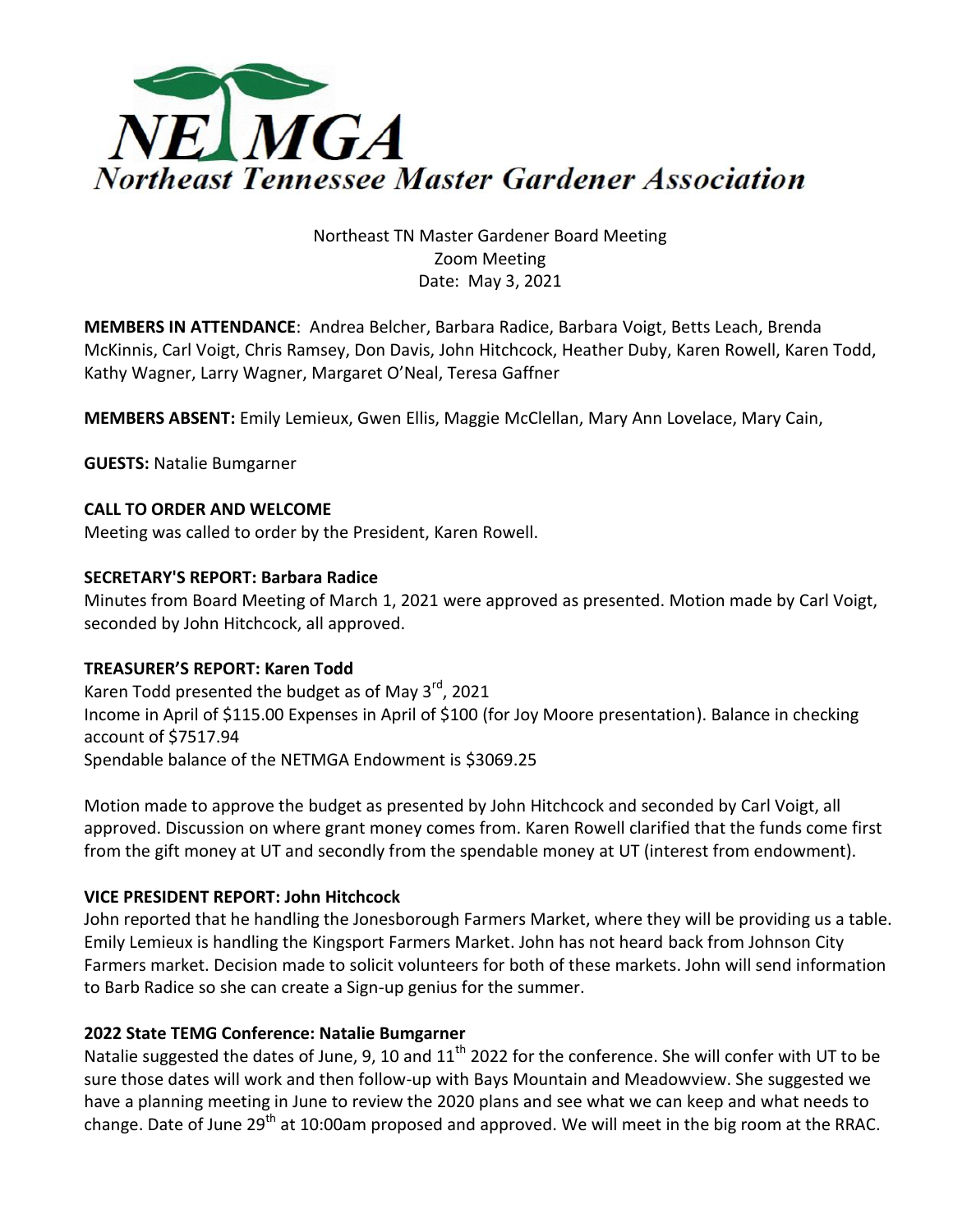# NETMGA

## Northeast Tennessee Master Gardener Association

Northeast TN Master Gardener Board Meeting
Zoom Meeting
Date: May 3, 2021

**MEMBERS IN ATTENDANCE**: Andrea Belcher, Barbara Radice, Barbara Voigt, Betts Leach, Brenda McKinnis, Carl Voigt, Chris Ramsey, Don Davis, John Hitchcock, Heather Duby, Karen Rowell, Karen Todd, Kathy Wagner, Larry Wagner, Margaret O'Neal, Teresa Gaffner

**MEMBERS ABSENT:** Emily Lemieux, Gwen Ellis, Maggie McClellan, Mary Ann Lovelace, Mary Cain,

**GUESTS:** Natalie Bumgarner

**CALL TO ORDER AND WELCOME**

Meeting was called to order by the President, Karen Rowell.

**SECRETARY'S REPORT: Barbara Radice**

Minutes from Board Meeting of March 1, 2021 were approved as presented. Motion made by Carl Voigt, seconded by John Hitchcock, all approved.

**TREASURER'S REPORT: Karen Todd**

Karen Todd presented the budget as of May 3rd, 2021
Income in April of $115.00 Expenses in April of $100 (for Joy Moore presentation). Balance in checking account of $7517.94
Spendable balance of the NETMGA Endowment is $3069.25

Motion made to approve the budget as presented by John Hitchcock and seconded by Carl Voigt, all approved. Discussion on where grant money comes from. Karen Rowell clarified that the funds come first from the gift money at UT and secondly from the spendable money at UT (interest from endowment).

**VICE PRESIDENT REPORT: John Hitchcock**

John reported that he handling the Jonesborough Farmers Market, where they will be providing us a table. Emily Lemieux is handling the Kingsport Farmers Market. John has not heard back from Johnson City Farmers market. Decision made to solicit volunteers for both of these markets. John will send information to Barb Radice so she can create a Sign-up genius for the summer.

**2022 State TEMG Conference: Natalie Bumgarner**

Natalie suggested the dates of June, 9, 10 and 11th 2022 for the conference. She will confer with UT to be sure those dates will work and then follow-up with Bays Mountain and Meadowview. She suggested we have a planning meeting in June to review the 2020 plans and see what we can keep and what needs to change. Date of June 29th at 10:00am proposed and approved. We will meet in the big room at the RRAC.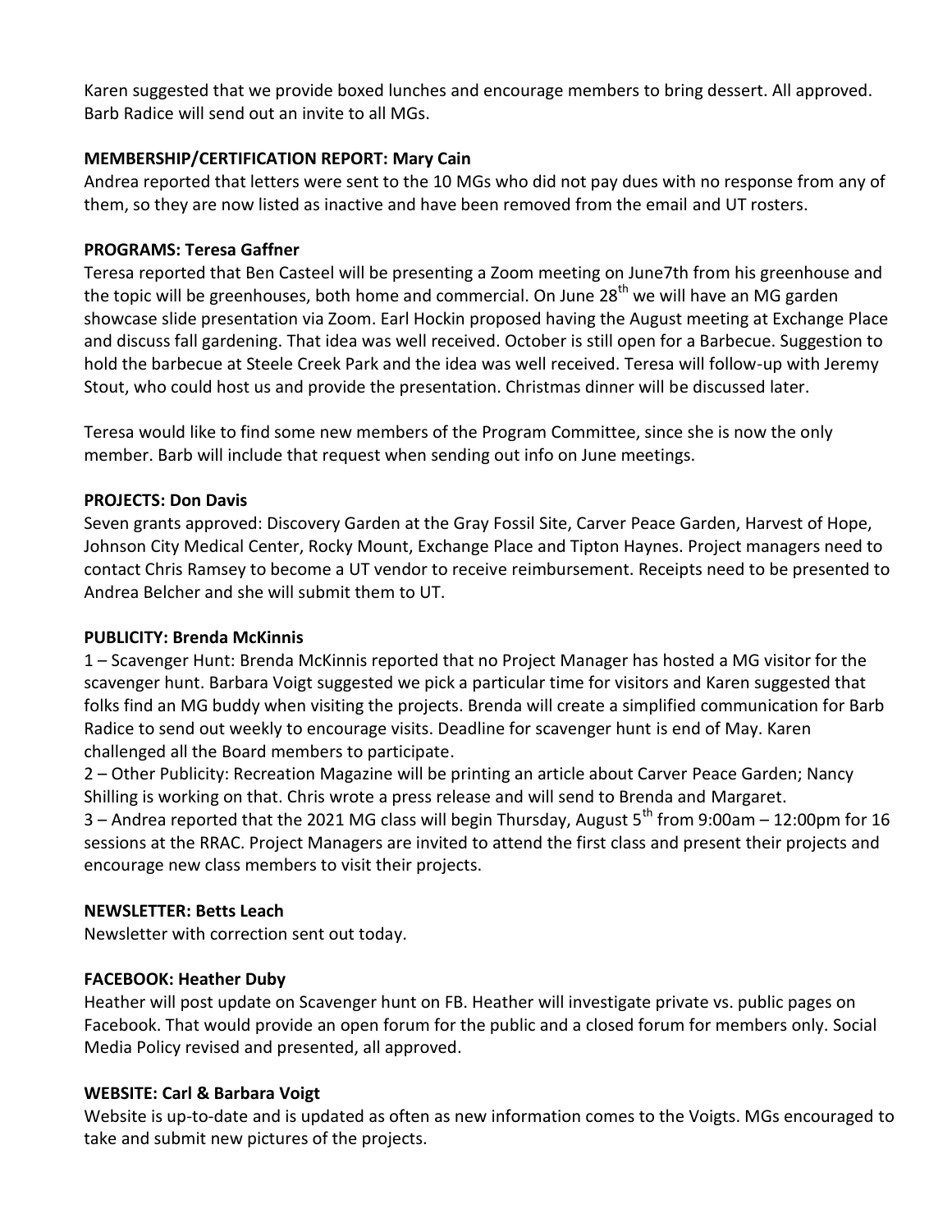Karen suggested that we provide boxed lunches and encourage members to bring dessert. All approved. Barb Radice will send out an invite to all MGs.

**MEMBERSHIP/CERTIFICATION REPORT: Mary Cain**

Andrea reported that letters were sent to the 10 MGs who did not pay dues with no response from any of them, so they are now listed as inactive and have been removed from the email and UT rosters.

**PROGRAMS: Teresa Gaffner**

Teresa reported that Ben Casteel will be presenting a Zoom meeting on June7th from his greenhouse and the topic will be greenhouses, both home and commercial. On June 28th we will have an MG garden showcase slide presentation via Zoom. Earl Hockin proposed having the August meeting at Exchange Place and discuss fall gardening. That idea was well received. October is still open for a Barbecue. Suggestion to hold the barbecue at Steele Creek Park and the idea was well received. Teresa will follow-up with Jeremy Stout, who could host us and provide the presentation. Christmas dinner will be discussed later.

Teresa would like to find some new members of the Program Committee, since she is now the only member. Barb will include that request when sending out info on June meetings.

**PROJECTS: Don Davis**

Seven grants approved: Discovery Garden at the Gray Fossil Site, Carver Peace Garden, Harvest of Hope, Johnson City Medical Center, Rocky Mount, Exchange Place and Tipton Haynes. Project managers need to contact Chris Ramsey to become a UT vendor to receive reimbursement. Receipts need to be presented to Andrea Belcher and she will submit them to UT.

**PUBLICITY: Brenda McKinnis**

1 – Scavenger Hunt: Brenda McKinnis reported that no Project Manager has hosted a MG visitor for the scavenger hunt. Barbara Voigt suggested we pick a particular time for visitors and Karen suggested that folks find an MG buddy when visiting the projects. Brenda will create a simplified communication for Barb Radice to send out weekly to encourage visits. Deadline for scavenger hunt is end of May. Karen challenged all the Board members to participate.

2 – Other Publicity: Recreation Magazine will be printing an article about Carver Peace Garden; Nancy Shilling is working on that. Chris wrote a press release and will send to Brenda and Margaret.

3 – Andrea reported that the 2021 MG class will begin Thursday, August 5th from 9:00am – 12:00pm for 16 sessions at the RRAC. Project Managers are invited to attend the first class and present their projects and encourage new class members to visit their projects.

**NEWSLETTER: Betts Leach**

Newsletter with correction sent out today.

**FACEBOOK: Heather Duby**

Heather will post update on Scavenger hunt on FB. Heather will investigate private vs. public pages on Facebook. That would provide an open forum for the public and a closed forum for members only. Social Media Policy revised and presented, all approved.

**WEBSITE: Carl & Barbara Voigt**

Website is up-to-date and is updated as often as new information comes to the Voigts. MGs encouraged to take and submit new pictures of the projects.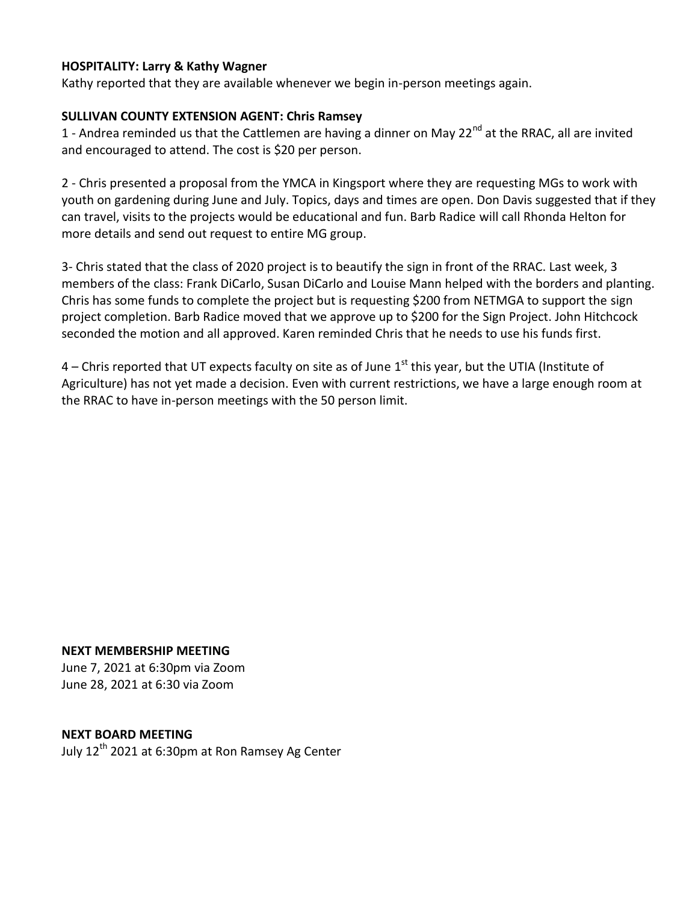**HOSPITALITY: Larry & Kathy Wagner**

Kathy reported that they are available whenever we begin in-person meetings again.

**SULLIVAN COUNTY EXTENSION AGENT: Chris Ramsey**

1 - Andrea reminded us that the Cattlemen are having a dinner on May 22nd at the RRAC, all are invited and encouraged to attend. The cost is $20 per person.

2 - Chris presented a proposal from the YMCA in Kingsport where they are requesting MGs to work with youth on gardening during June and July. Topics, days and times are open. Don Davis suggested that if they can travel, visits to the projects would be educational and fun. Barb Radice will call Rhonda Helton for more details and send out request to entire MG group.

3- Chris stated that the class of 2020 project is to beautify the sign in front of the RRAC. Last week, 3 members of the class: Frank DiCarlo, Susan DiCarlo and Louise Mann helped with the borders and planting. Chris has some funds to complete the project but is requesting $200 from NETMGA to support the sign project completion. Barb Radice moved that we approve up to $200 for the Sign Project. John Hitchcock seconded the motion and all approved. Karen reminded Chris that he needs to use his funds first.

4 – Chris reported that UT expects faculty on site as of June 1st this year, but the UTIA (Institute of Agriculture) has not yet made a decision. Even with current restrictions, we have a large enough room at the RRAC to have in-person meetings with the 50 person limit.

**NEXT MEMBERSHIP MEETING**

June 7, 2021 at 6:30pm via Zoom
June 28, 2021 at 6:30 via Zoom

**NEXT BOARD MEETING**

July 12th 2021 at 6:30pm at Ron Ramsey Ag Center